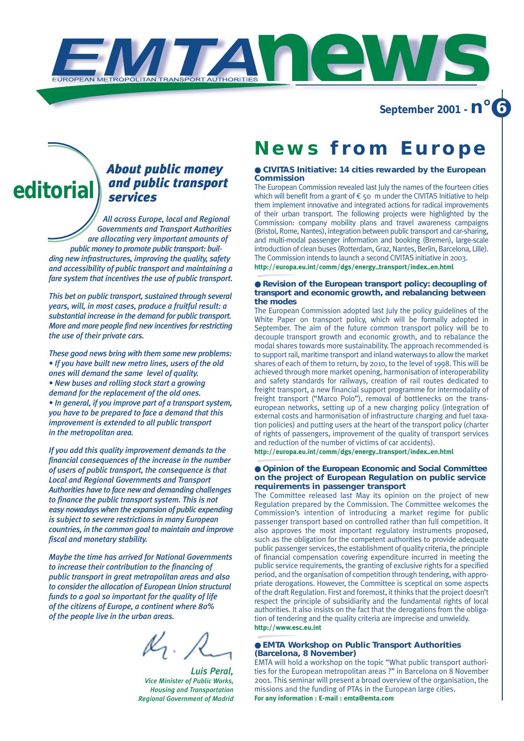# EMTA news

EUROPEAN METROPOLITAN TRANSPORT AUTHORITIES

**September 2001 - n° 6**

## editorial

### *About public money and public transport services*

*All across Europe, local and Regional Governments and Transport Authorities are allocating very important amounts of public money to promote public transport: building new infrastructures, improving the quality, safety and accessibility of public transport and maintaining a fare system that incentives the use of public transport.*

*This bet on public transport, sustained through several years, will, in most cases, produce a fruitful result: a substantial increase in the demand for public transport. More and more people find new incentives for restricting the use of their private cars.*

*These good news bring with them some new problems:*

- *If you have built new metro lines, users of the old ones will demand the same level of quality.*
- *New buses and rolling stock start a growing demand for the replacement of the old ones.*
- *In general, if you improve part of a transport system, you have to be prepared to face a demand that this improvement is extended to all public transport in the metropolitan area.*

*If you add this quality improvement demands to the financial consequences of the increase in the number of users of public transport, the consequence is that Local and Regional Governments and Transport Authorities have to face new and demanding challenges to finance the public transport system. This is not easy nowadays when the expansion of public expending is subject to severe restrictions in many European countries, in the common goal to maintain and improve fiscal and monetary stability.*

*Maybe the time has arrived for National Governments to increase their contribution to the financing of public transport in great metropolitan areas and also to consider the allocation of European Union structural funds to a goal so important for the quality of life of the citizens of Europe, a continent where 80% of the people live in the urban areas.*

*Luis Peral,*
*Vice Minister of Public Works, Housing and Transportation*
*Regional Government of Madrid*

## News from Europe

### ● CIVITAS Initiative: 14 cities rewarded by the European Commission

The European Commission revealed last July the names of the fourteen cities which will benefit from a grant of € 50 m under the CIVITAS Initiative to help them implement innovative and integrated actions for radical improvements of their urban transport. The following projects were highlighted by the Commission: company mobility plans and travel awareness campaigns (Bristol, Rome, Nantes), integration between public transport and car-sharing, and multi-modal passenger information and booking (Bremen), large-scale introduction of clean buses (Rotterdam, Graz, Nantes, Berlin, Barcelona, Lille). The Commission intends to launch a second CIVITAS initiative in 2003.

**http://europa.eu.int/comm/dgs/energy_transport/index_en.html**

### ● Revision of the European transport policy: decoupling of transport and economic growth, and rebalancing between the modes

The European Commission adopted last July the policy guidelines of the White Paper on transport policy, which will be formally adopted in September. The aim of the future common transport policy will be to decouple transport growth and economic growth, and to rebalance the modal shares towards more sustainability. The approach recommended is to support rail, maritime transport and inland waterways to allow the market shares of each of them to return, by 2010, to the level of 1998. This will be achieved through more market opening, harmonisation of interoperability and safety standards for railways, creation of rail routes dedicated to freight transport, a new financial support programme for intermodality of freight transport ("Marco Polo"), removal of bottlenecks on the trans-european networks, setting up of a new charging policy (integration of external costs and harmonisation of infrastructure charging and fuel taxation policies) and putting users at the heart of the transport policy (charter of rights of passengers, improvement of the quality of transport services and reduction of the number of victims of car accidents).

**http://europa.eu.int/comm/dgs/energy_transport/index_en.html**

### ● Opinion of the European Economic and Social Committee on the project of European Regulation on public service requirements in passenger transport

The Committee released last May its opinion on the project of new Regulation prepared by the Commission. The Committee welcomes the Commission's intention of introducing a market regime for public passenger transport based on controlled rather than full competition. It also approves the most important regulatory instruments proposed, such as the obligation for the competent authorities to provide adequate public passenger services, the establishment of quality criteria, the principle of financial compensation covering expenditure incurred in meeting the public service requirements, the granting of exclusive rights for a specified period, and the organisation of competition through tendering, with appropriate derogations. However, the Committee is sceptical on some aspects of the draft Regulation. First and foremost, it thinks that the project doesn't respect the principle of subsidiarity and the fundamental rights of local authorities. It also insists on the fact that the derogations from the obligation of tendering and the quality criteria are imprecise and unwieldy.

**http://www.esc.eu.int**

### ● EMTA Workshop on Public Transport Authorities (Barcelona, 8 November)

EMTA will hold a workshop on the topic "What public transport authorities for the European metropolitan areas ?" in Barcelona on 8 November 2001. This seminar will present a broad overview of the organisation, the missions and the funding of PTAs in the European large cities.

**For any information : E-mail : emta@emta.com**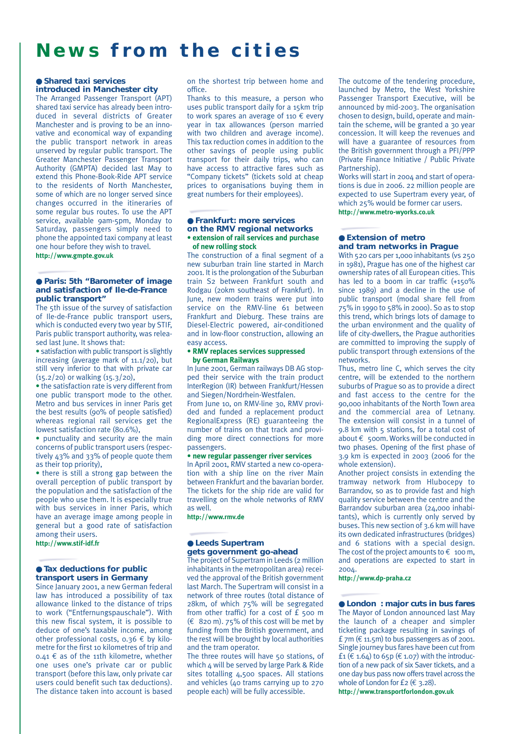# News from the cities

## Shared taxi services introduced in Manchester city

The Arranged Passenger Transport (APT) shared taxi service has already been introduced in several districts of Greater Manchester and is proving to be an innovative and economical way of expanding the public transport network in areas unserved by regular public transport. The Greater Manchester Passenger Transport Authority (GMPTA) decided last May to extend this Phone-Book-Ride APT service to the residents of North Manchester, some of which are no longer served since changes occurred in the itineraries of some regular bus routes. To use the APT service, available 9am-5pm, Monday to Saturday, passengers simply need to phone the appointed taxi company at least one hour before they wish to travel.

**http://www.gmpte.gov.uk**

## Paris: 5th "Barometer of image and satisfaction of Ile-de-France public transport"

The 5th issue of the survey of satisfaction of Ile-de-France public transport users, which is conducted every two year by STIF, Paris public transport authority, was released last June. It shows that:

- satisfaction with public transport is slightly increasing (average mark of 11.1/20), but still very inferior to that with private car (15.2/20) or walking (15.3/20),
- the satisfaction rate is very different from one public transport mode to the other. Metro and bus services in inner Paris get the best results (90% of people satisfied) whereas regional rail services get the lowest satisfaction rate (80.6%),
- punctuality and security are the main concerns of public transport users (respectively 43% and 33% of people quote them as their top priority),
- there is still a strong gap between the overall perception of public transport by the population and the satisfaction of the people who use them. It is especially true with bus services in inner Paris, which have an average image among people in general but a good rate of satisfaction among their users.

**http://www.stif-idf.fr**

## Tax deductions for public transport users in Germany

Since January 2001, a new German federal law has introduced a possibility of tax allowance linked to the distance of trips to work ("Entfernungspauschale"). With this new fiscal system, it is possible to deduce of one's taxable income, among other professional costs, 0.36 € by kilometre for the first 10 kilometres of trip and 0.41 € as of the 11th kilometre, whether one uses one's private car or public transport (before this law, only private car users could benefit such tax deductions). The distance taken into account is based on the shortest trip between home and office.

Thanks to this measure, a person who uses public transport daily for a 15km trip to work spares an average of 110 € every year in tax allowances (person married with two children and average income). This tax reduction comes in addition to the other savings of people using public transport for their daily trips, who can have access to attractive fares such as "Company tickets" (tickets sold at cheap prices to organisations buying them in great numbers for their employees).

## Frankfurt: more services on the RMV regional networks

**• extension of rail services and purchase of new rolling stock**

The construction of a final segment of a new suburban train line started in March 2001. It is the prolongation of the Suburban train S2 between Frankfurt south and Rodgau (20km southeast of Frankfurt). In June, new modern trains were put into service on the RMV-line 61 between Frankfurt and Dieburg. These trains are Diesel-Electric powered, air-conditioned and in low-floor construction, allowing an easy access.

**• RMV replaces services suppressed by German Railways**

In June 2001, German railways DB AG stopped their service with the train product InterRegion (IR) between Frankfurt/Hessen and Siegen/Nordrhein-Westfalen.

From June 10, on RMV-line 30, RMV provided and funded a replacement product RegionalExpress (RE) guaranteeing the number of trains on that track and providing more direct connections for more passengers.

**• new regular passenger river services**

In April 2001, RMV started a new co-operation with a ship line on the river Main between Frankfurt and the bavarian border. The tickets for the ship ride are valid for travelling on the whole networks of RMV as well.

**http://www.rmv.de**

## Leeds Supertram gets government go-ahead

The project of Supertram in Leeds (2 million inhabitants in the metropolitan area) received the approval of the British government last March. The Supertram will consist in a network of three routes (total distance of 28km, of which 75% will be segregated from other traffic) for a cost of £ 500 m (€ 820 m). 75% of this cost will be met by funding from the British government, and the rest will be brought by local authorities and the tram operator.

The three routes will have 50 stations, of which 4 will be served by large Park & Ride sites totalling 4,500 spaces. All stations and vehicles (40 trams carrying up to 270 people each) will be fully accessible.

The outcome of the tendering procedure, launched by Metro, the West Yorkshire Passenger Transport Executive, will be announced by mid-2003. The organisation chosen to design, build, operate and maintain the scheme, will be granted a 30 year concession. It will keep the revenues and will have a guarantee of resources from the British government through a PFI/PPP (Private Finance Initiative / Public Private Partnership).

Works will start in 2004 and start of operations is due in 2006. 22 million people are expected to use Supertram every year, of which 25% would be former car users.

**http://www.metro-wyorks.co.uk**

## Extension of metro and tram networks in Prague

With 520 cars per 1,000 inhabitants (vs 250 in 1981), Prague has one of the highest car ownership rates of all European cities. This has led to a boom in car traffic (+150% since 1989) and a decline in the use of public transport (modal share fell from 75% in 1990 to 58% in 2000). So as to stop this trend, which brings lots of damage to the urban environment and the quality of life of city-dwellers, the Prague authorities are committed to improving the supply of public transport through extensions of the networks.

Thus, metro line C, which serves the city centre, will be extended to the northern suburbs of Prague so as to provide a direct and fast access to the centre for the 90,000 inhabitants of the North Town area and the commercial area of Letnany. The extension will consist in a tunnel of 9.8 km with 5 stations, for a total cost of about € 500m. Works will be conducted in two phases. Opening of the first phase of 3.9 km is expected in 2003 (2006 for the whole extension).

Another project consists in extending the tramway network from Hlubocepy to Barrandov, so as to provide fast and high quality service between the centre and the Barrandov suburban area (24,000 inhabitants), which is currently only served by buses. This new section of 3.6 km will have its own dedicated infrastructures (bridges) and 6 stations with a special design. The cost of the project amounts to € 100 m, and operations are expected to start in 2004.

**http://www.dp-praha.cz**

## London : major cuts in bus fares

The Mayor of London announced last May the launch of a cheaper and simpler ticketing package resulting in savings of £ 7m (€ 11.5m) to bus passengers as of 2001. Single journey bus fares have been cut from £1 (€ 1.64) to 65p (€ 1.07) with the introduction of a new pack of six Saver tickets, and a one day bus pass now offers travel across the whole of London for £2 (€ 3.28).

**http://www.transportforlondon.gov.uk**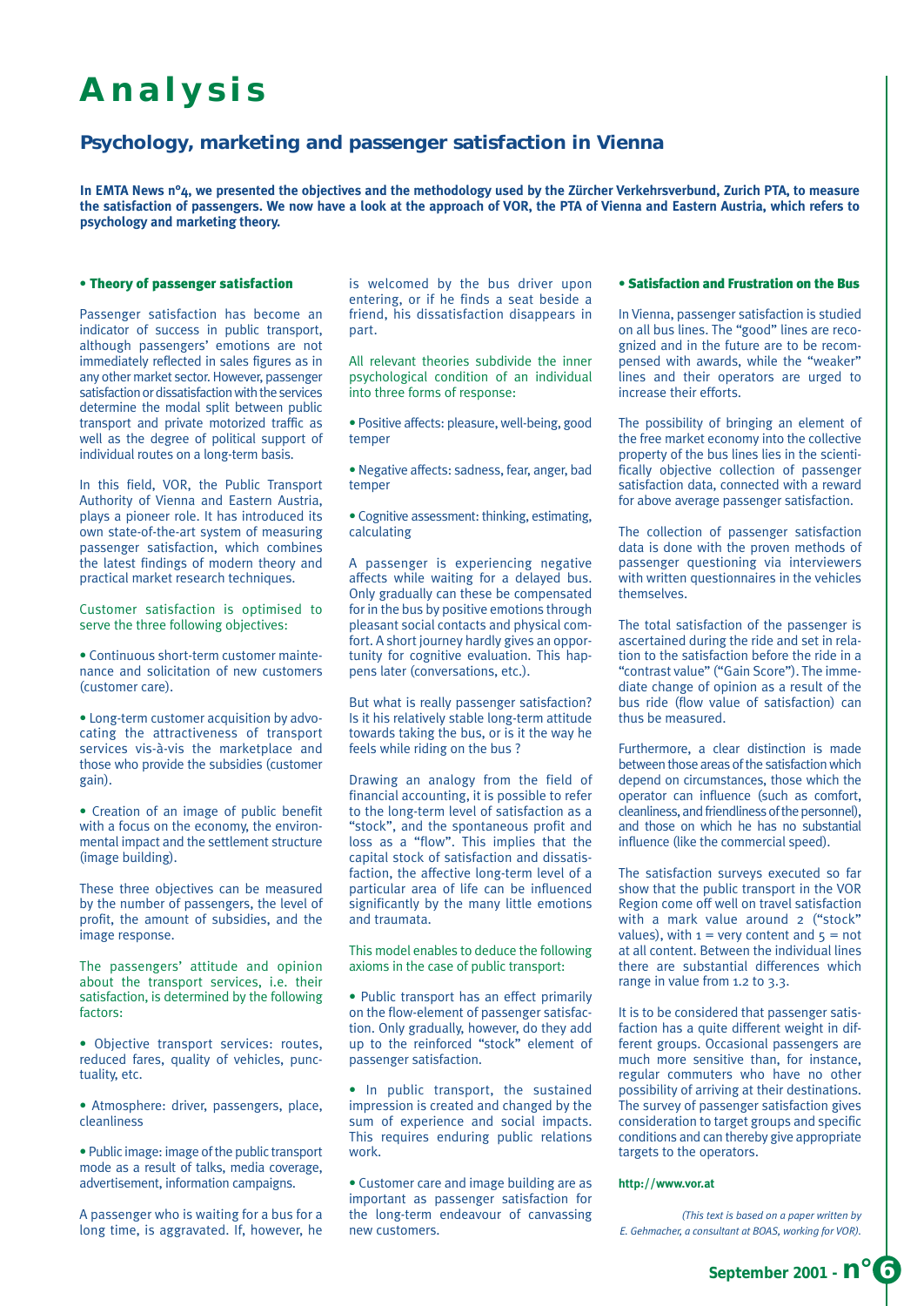# Analysis

## Psychology, marketing and passenger satisfaction in Vienna

**In EMTA News n°4, we presented the objectives and the methodology used by the Zürcher Verkehrsverbund, Zurich PTA, to measure the satisfaction of passengers. We now have a look at the approach of VOR, the PTA of Vienna and Eastern Austria, which refers to psychology and marketing theory.**

**• Theory of passenger satisfaction**

Passenger satisfaction has become an indicator of success in public transport, although passengers' emotions are not immediately reflected in sales figures as in any other market sector. However, passenger satisfaction or dissatisfaction with the services determine the modal split between public transport and private motorized traffic as well as the degree of political support of individual routes on a long-term basis.

In this field, VOR, the Public Transport Authority of Vienna and Eastern Austria, plays a pioneer role. It has introduced its own state-of-the-art system of measuring passenger satisfaction, which combines the latest findings of modern theory and practical market research techniques.

Customer satisfaction is optimised to serve the three following objectives:

- Continuous short-term customer maintenance and solicitation of new customers (customer care).
- Long-term customer acquisition by advocating the attractiveness of transport services vis-à-vis the marketplace and those who provide the subsidies (customer gain).
- Creation of an image of public benefit with a focus on the economy, the environmental impact and the settlement structure (image building).

These three objectives can be measured by the number of passengers, the level of profit, the amount of subsidies, and the image response.

The passengers' attitude and opinion about the transport services, i.e. their satisfaction, is determined by the following factors:

- Objective transport services: routes, reduced fares, quality of vehicles, punctuality, etc.
- Atmosphere: driver, passengers, place, cleanliness
- Public image: image of the public transport mode as a result of talks, media coverage, advertisement, information campaigns.

A passenger who is waiting for a bus for a long time, is aggravated. If, however, he is welcomed by the bus driver upon entering, or if he finds a seat beside a friend, his dissatisfaction disappears in part.

All relevant theories subdivide the inner psychological condition of an individual into three forms of response:

- Positive affects: pleasure, well-being, good temper
- Negative affects: sadness, fear, anger, bad temper
- Cognitive assessment: thinking, estimating, calculating

A passenger is experiencing negative affects while waiting for a delayed bus. Only gradually can these be compensated for in the bus by positive emotions through pleasant social contacts and physical comfort. A short journey hardly gives an opportunity for cognitive evaluation. This happens later (conversations, etc.).

But what is really passenger satisfaction? Is it his relatively stable long-term attitude towards taking the bus, or is it the way he feels while riding on the bus ?

Drawing an analogy from the field of financial accounting, it is possible to refer to the long-term level of satisfaction as a "stock", and the spontaneous profit and loss as a "flow". This implies that the capital stock of satisfaction and dissatisfaction, the affective long-term level of a particular area of life can be influenced significantly by the many little emotions and traumata.

This model enables to deduce the following axioms in the case of public transport:

- Public transport has an effect primarily on the flow-element of passenger satisfaction. Only gradually, however, do they add up to the reinforced "stock" element of passenger satisfaction.
- In public transport, the sustained impression is created and changed by the sum of experience and social impacts. This requires enduring public relations work.
- Customer care and image building are as important as passenger satisfaction for the long-term endeavour of canvassing new customers.

**• Satisfaction and Frustration on the Bus**

In Vienna, passenger satisfaction is studied on all bus lines. The "good" lines are recognized and in the future are to be recompensed with awards, while the "weaker" lines and their operators are urged to increase their efforts.

The possibility of bringing an element of the free market economy into the collective property of the bus lines lies in the scientifically objective collection of passenger satisfaction data, connected with a reward for above average passenger satisfaction.

The collection of passenger satisfaction data is done with the proven methods of passenger questioning via interviewers with written questionnaires in the vehicles themselves.

The total satisfaction of the passenger is ascertained during the ride and set in relation to the satisfaction before the ride in a "contrast value" ("Gain Score"). The immediate change of opinion as a result of the bus ride (flow value of satisfaction) can thus be measured.

Furthermore, a clear distinction is made between those areas of the satisfaction which depend on circumstances, those which the operator can influence (such as comfort, cleanliness, and friendliness of the personnel), and those on which he has no substantial influence (like the commercial speed).

The satisfaction surveys executed so far show that the public transport in the VOR Region come off well on travel satisfaction with a mark value around 2 ("stock" values), with 1 = very content and 5 = not at all content. Between the individual lines there are substantial differences which range in value from 1.2 to 3.3.

It is to be considered that passenger satisfaction has a quite different weight in different groups. Occasional passengers are much more sensitive than, for instance, regular commuters who have no other possibility of arriving at their destinations. The survey of passenger satisfaction gives consideration to target groups and specific conditions and can thereby give appropriate targets to the operators.

**http://www.vor.at**

*(This text is based on a paper written by E. Gehmacher, a consultant at BOAS, working for VOR).*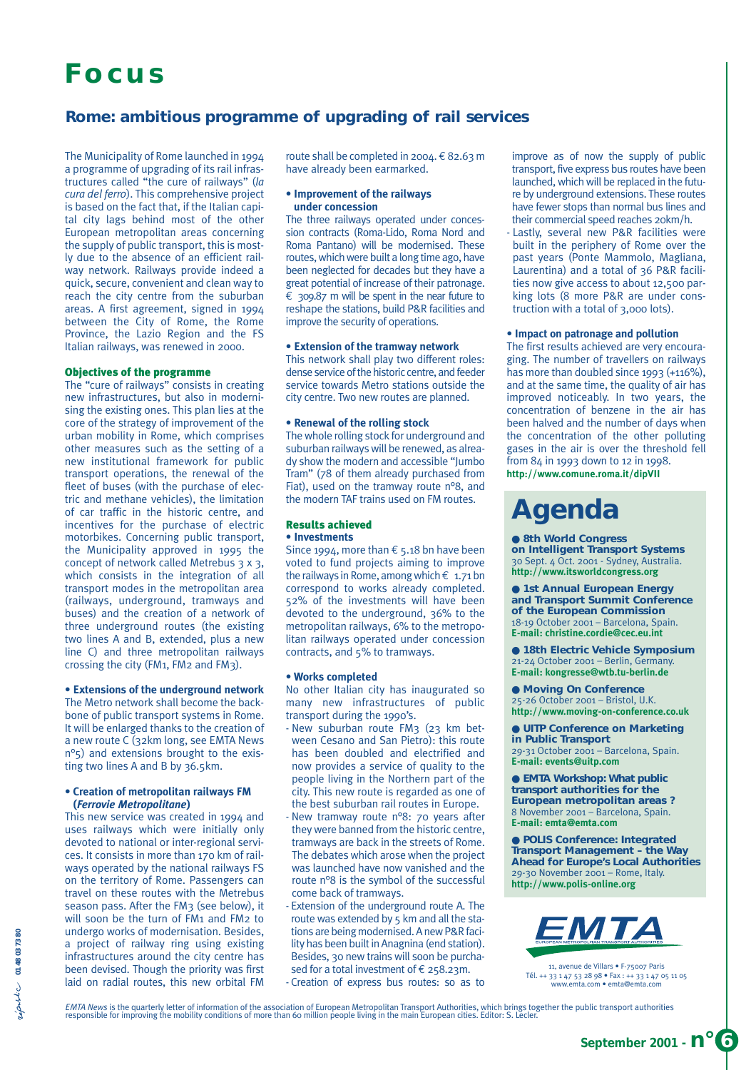# Focus

## Rome: ambitious programme of upgrading of rail services

The Municipality of Rome launched in 1994 a programme of upgrading of its rail infrastructures called "the cure of railways" (*la cura del ferro*). This comprehensive project is based on the fact that, if the Italian capital city lags behind most of the other European metropolitan areas concerning the supply of public transport, this is mostly due to the absence of an efficient railway network. Railways provide indeed a quick, secure, convenient and clean way to reach the city centre from the suburban areas. A first agreement, signed in 1994 between the City of Rome, the Rome Province, the Lazio Region and the FS Italian railways, was renewed in 2000.

### Objectives of the programme

The "cure of railways" consists in creating new infrastructures, but also in modernising the existing ones. This plan lies at the core of the strategy of improvement of the urban mobility in Rome, which comprises other measures such as the setting of a new institutional framework for public transport operations, the renewal of the fleet of buses (with the purchase of electric and methane vehicles), the limitation of car traffic in the historic centre, and incentives for the purchase of electric motorbikes. Concerning public transport, the Municipality approved in 1995 the concept of network called Metrebus 3 x 3, which consists in the integration of all transport modes in the metropolitan area (railways, underground, tramways and buses) and the creation of a network of three underground routes (the existing two lines A and B, extended, plus a new line C) and three metropolitan railways crossing the city (FM1, FM2 and FM3).

**• Extensions of the underground network**

The Metro network shall become the backbone of public transport systems in Rome. It will be enlarged thanks to the creation of a new route C (32km long, see EMTA News n°5) and extensions brought to the existing two lines A and B by 36.5km.

**• Creation of metropolitan railways FM (*Ferrovie Metropolitane*)**

This new service was created in 1994 and uses railways which were initially only devoted to national or inter-regional services. It consists in more than 170 km of railways operated by the national railways FS on the territory of Rome. Passengers can travel on these routes with the Metrebus season pass. After the FM3 (see below), it will soon be the turn of FM1 and FM2 to undergo works of modernisation. Besides, a project of railway ring using existing infrastructures around the city centre has been devised. Though the priority was first laid on radial routes, this new orbital FM route shall be completed in 2004. € 82.63 m have already been earmarked.

**• Improvement of the railways under concession**

The three railways operated under concession contracts (Roma-Lido, Roma Nord and Roma Pantano) will be modernised. These routes, which were built a long time ago, have been neglected for decades but they have a great potential of increase of their patronage. € 309.87 m will be spent in the near future to reshape the stations, build P&R facilities and improve the security of operations.

**• Extension of the tramway network**

This network shall play two different roles: dense service of the historic centre, and feeder service towards Metro stations outside the city centre. Two new routes are planned.

**• Renewal of the rolling stock**

The whole rolling stock for underground and suburban railways will be renewed, as already show the modern and accessible "Jumbo Tram" (78 of them already purchased from Fiat), used on the tramway route n°8, and the modern TAF trains used on FM routes.

### Results achieved

**• Investments**

Since 1994, more than € 5.18 bn have been voted to fund projects aiming to improve the railways in Rome, among which € 1.71 bn correspond to works already completed. 52% of the investments will have been devoted to the underground, 36% to the metropolitan railways, 6% to the metropolitan railways operated under concession contracts, and 5% to tramways.

**• Works completed**

No other Italian city has inaugurated so many new infrastructures of public transport during the 1990's.

- New suburban route FM3 (23 km between Cesano and San Pietro): this route has been doubled and electrified and now provides a service of quality to the people living in the Northern part of the city. This new route is regarded as one of the best suburban rail routes in Europe.
- New tramway route n°8: 70 years after they were banned from the historic centre, tramways are back in the streets of Rome. The debates which arose when the project was launched have now vanished and the route n°8 is the symbol of the successful come back of tramways.
- Extension of the underground route A. The route was extended by 5 km and all the stations are being modernised. A new P&R facility has been built in Anagnina (end station). Besides, 30 new trains will soon be purchased for a total investment of € 258.23m.
- Creation of express bus routes: so as to improve as of now the supply of public transport, five express bus routes have been launched, which will be replaced in the future by underground extensions. These routes have fewer stops than normal bus lines and their commercial speed reaches 20km/h.
- Lastly, several new P&R facilities were built in the periphery of Rome over the past years (Ponte Mammolo, Magliana, Laurentina) and a total of 36 P&R facilities now give access to about 12,500 parking lots (8 more P&R are under construction with a total of 3,000 lots).

**• Impact on patronage and pollution**

The first results achieved are very encouraging. The number of travellers on railways has more than doubled since 1993 (+116%), and at the same time, the quality of air has improved noticeably. In two years, the concentration of benzene in the air has been halved and the number of days when the concentration of the other polluting gases in the air is over the threshold fell from 84 in 1993 down to 12 in 1998.

**http://www.comune.roma.it/dipVII**

# Agenda

● **8th World Congress on Intelligent Transport Systems**
30 Sept. 4 Oct. 2001 - Sydney, Australia.
**http://www.itsworldcongress.org**

● **1st Annual European Energy and Transport Summit Conference of the European Commission**
18-19 October 2001 – Barcelona, Spain.
**E-mail: christine.cordie@cec.eu.int**

● **18th Electric Vehicle Symposium**
21-24 October 2001 – Berlin, Germany.
**E-mail: kongresse@wtb.tu-berlin.de**

● **Moving On Conference**
25-26 October 2001 – Bristol, U.K.
**http://www.moving-on-conference.co.uk**

● **UITP Conference on Marketing in Public Transport**
29-31 October 2001 – Barcelona, Spain.
**E-mail: events@uitp.com**

● **EMTA Workshop: What public transport authorities for the European metropolitan areas ?**
8 November 2001 – Barcelona, Spain.
**E-mail: emta@emta.com**

● **POLIS Conference: Integrated Transport Management – the Way Ahead for Europe's Local Authorities**
29-30 November 2001 – Rome, Italy.
**http://www.polis-online.org**

EMTA
EUROPEAN METROPOLITAN TRANSPORT AUTHORITIES

11, avenue de Villars • F-75007 Paris
Tél. ++ 33 1 47 53 28 98 • Fax : ++ 33 1 47 05 11 05
www.emta.com • emta@emta.com

*EMTA News* is the quarterly letter of information of the association of European Metropolitan Transport Authorities, which brings together the public transport authorities responsible for improving the mobility conditions of more than 60 million people living in the main European cities. Editor: S. Lecler.

**September 2001 - n° 6**